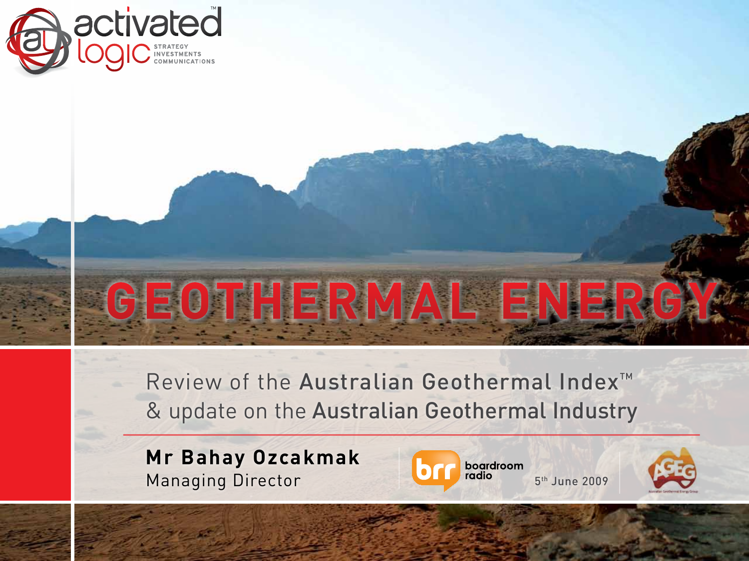activated logic™
STRATEGY
INVESTMENTS
COMMUNICATIONS

# GEOTHERMAL ENERGY

Review of the **Australian Geothermal Index™**
& update on the **Australian Geothermal Industry**

**Mr Bahay Ozcakmak**
Managing Director

boardroom radio

5th June 2009

AGEG
Australian Geothermal Energy Group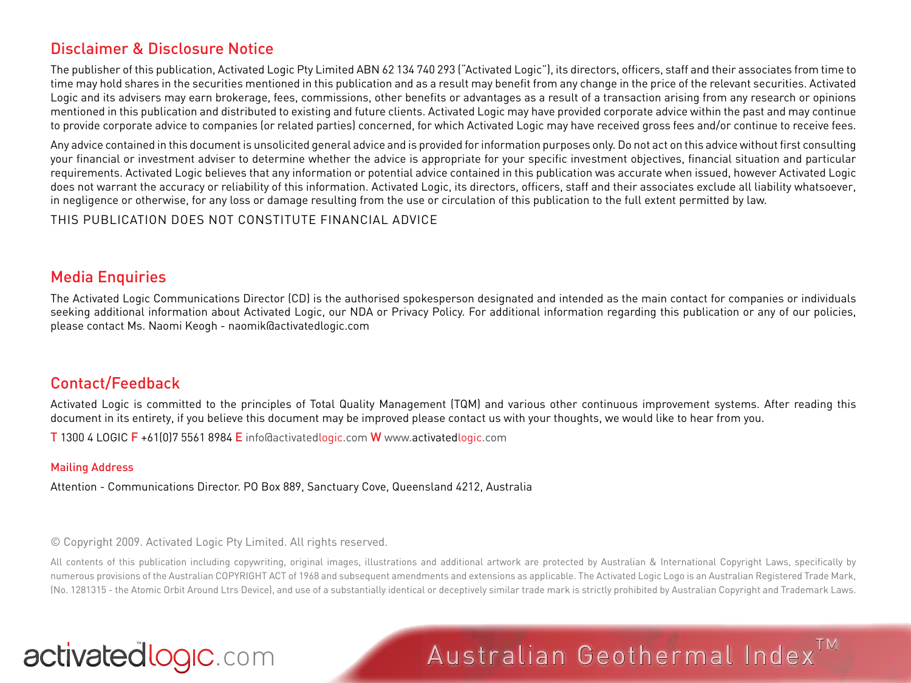## Disclaimer & Disclosure Notice

The publisher of this publication, Activated Logic Pty Limited ABN 62 134 740 293 ("Activated Logic"), its directors, officers, staff and their associates from time to time may hold shares in the securities mentioned in this publication and as a result may benefit from any change in the price of the relevant securities. Activated Logic and its advisers may earn brokerage, fees, commissions, other benefits or advantages as a result of a transaction arising from any research or opinions mentioned in this publication and distributed to existing and future clients. Activated Logic may have provided corporate advice within the past and may continue to provide corporate advice to companies (or related parties) concerned, for which Activated Logic may have received gross fees and/or continue to receive fees.

Any advice contained in this document is unsolicited general advice and is provided for information purposes only. Do not act on this advice without first consulting your financial or investment adviser to determine whether the advice is appropriate for your specific investment objectives, financial situation and particular requirements. Activated Logic believes that any information or potential advice contained in this publication was accurate when issued, however Activated Logic does not warrant the accuracy or reliability of this information. Activated Logic, its directors, officers, staff and their associates exclude all liability whatsoever, in negligence or otherwise, for any loss or damage resulting from the use or circulation of this publication to the full extent permitted by law.

THIS PUBLICATION DOES NOT CONSTITUTE FINANCIAL ADVICE

## Media Enquiries

The Activated Logic Communications Director (CD) is the authorised spokesperson designated and intended as the main contact for companies or individuals seeking additional information about Activated Logic, our NDA or Privacy Policy. For additional information regarding this publication or any of our policies, please contact Ms. Naomi Keogh - naomik@activatedlogic.com

## Contact/Feedback

Activated Logic is committed to the principles of Total Quality Management (TQM) and various other continuous improvement systems. After reading this document in its entirety, if you believe this document may be improved please contact us with your thoughts, we would like to hear from you.

**T** 1300 4 LOGIC **F** +61(0)7 5561 8984 **E** info@activatedlogic.com **W** www.activatedlogic.com

### Mailing Address

Attention - Communications Director. PO Box 889, Sanctuary Cove, Queensland 4212, Australia

© Copyright 2009. Activated Logic Pty Limited. All rights reserved.

All contents of this publication including copywriting, original images, illustrations and additional artwork are protected by Australian & International Copyright Laws, specifically by numerous provisions of the Australian COPYRIGHT ACT of 1968 and subsequent amendments and extensions as applicable. The Activated Logic Logo is an Australian Registered Trade Mark, (No. 1281315 - the Atomic Orbit Around Ltrs Device), and use of a substantially identical or deceptively similar trade mark is strictly prohibited by Australian Copyright and Trademark Laws.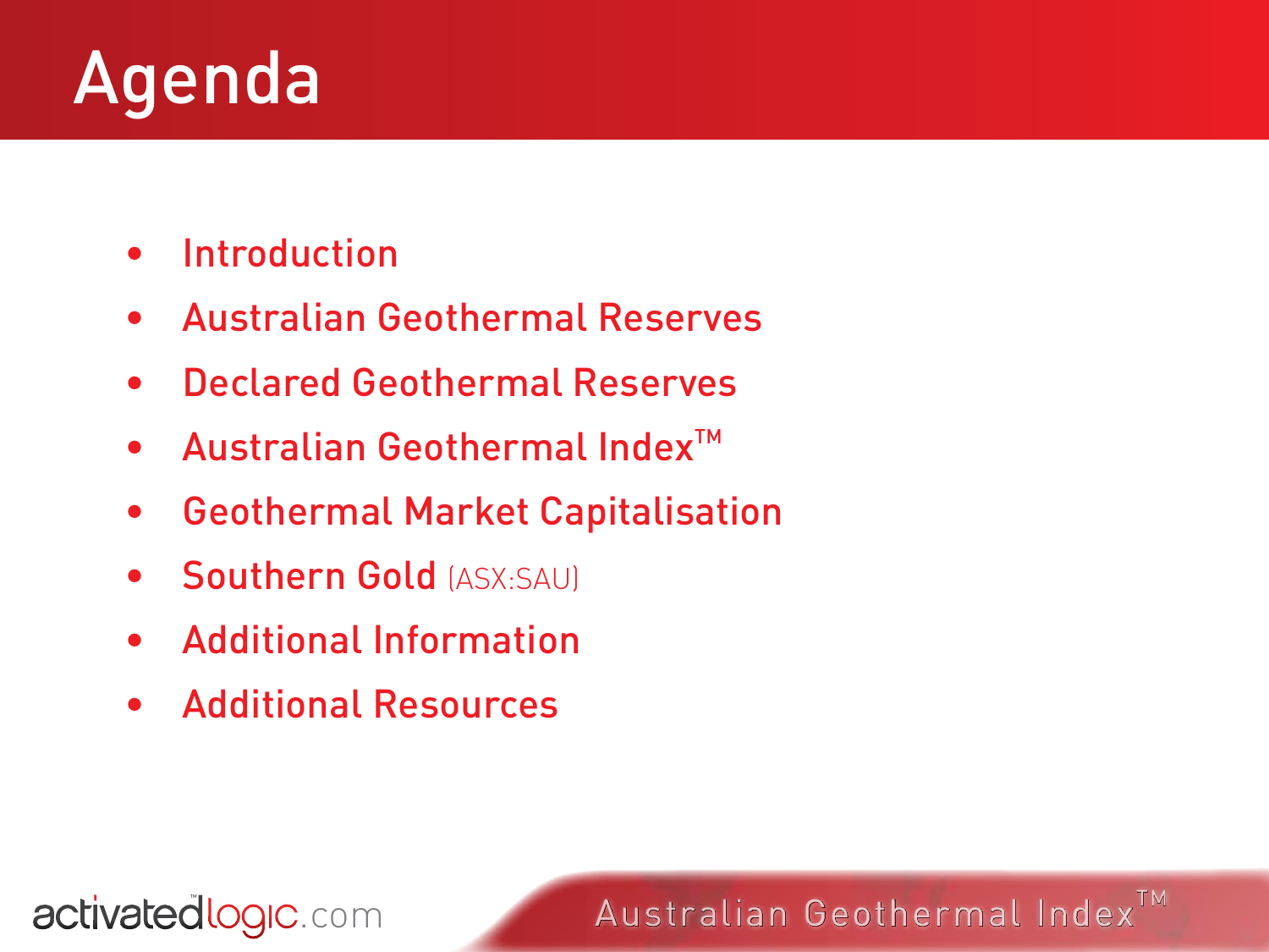# Agenda

- Introduction
- Australian Geothermal Reserves
- Declared Geothermal Reserves
- Australian Geothermal Index™
- Geothermal Market Capitalisation
- Southern Gold (ASX:SAU)
- Additional Information
- Additional Resources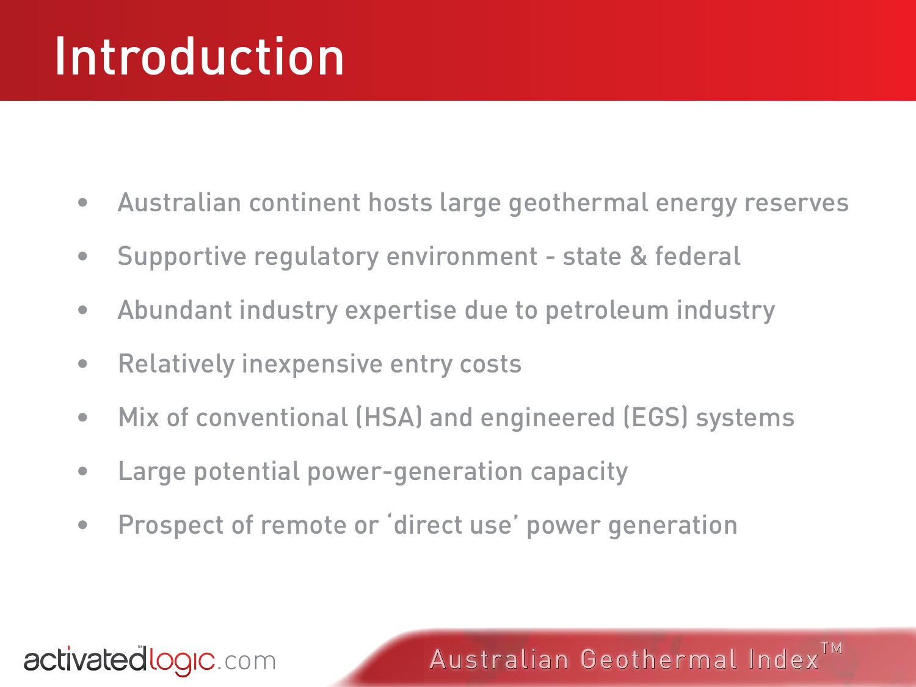# Introduction

- Australian continent hosts large geothermal energy reserves
- Supportive regulatory environment - state & federal
- Abundant industry expertise due to petroleum industry
- Relatively inexpensive entry costs
- Mix of conventional (HSA) and engineered (EGS) systems
- Large potential power-generation capacity
- Prospect of remote or 'direct use' power generation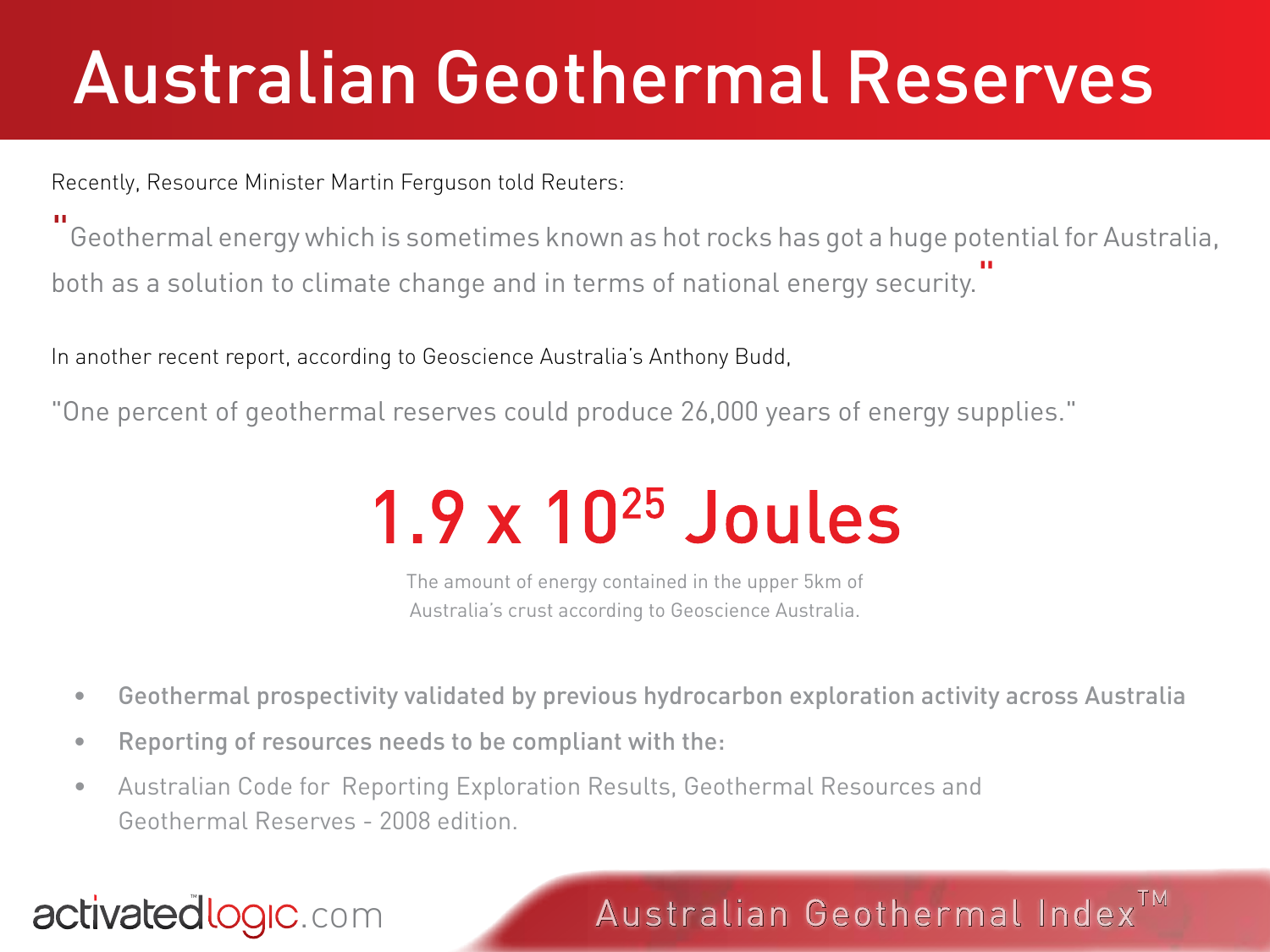# Australian Geothermal Reserves

Recently, Resource Minister Martin Ferguson told Reuters:

"Geothermal energy which is sometimes known as hot rocks has got a huge potential for Australia, both as a solution to climate change and in terms of national energy security."

In another recent report, according to Geoscience Australia's Anthony Budd,

"One percent of geothermal reserves could produce 26,000 years of energy supplies."

## $1.9 \times 10^{25}$ Joules

The amount of energy contained in the upper 5km of Australia's crust according to Geoscience Australia.

- **Geothermal prospectivity validated by previous hydrocarbon exploration activity across Australia**
- **Reporting of resources needs to be compliant with the:**
- Australian Code for Reporting Exploration Results, Geothermal Resources and Geothermal Reserves - 2008 edition.

activatedlogic.com

Australian Geothermal Index™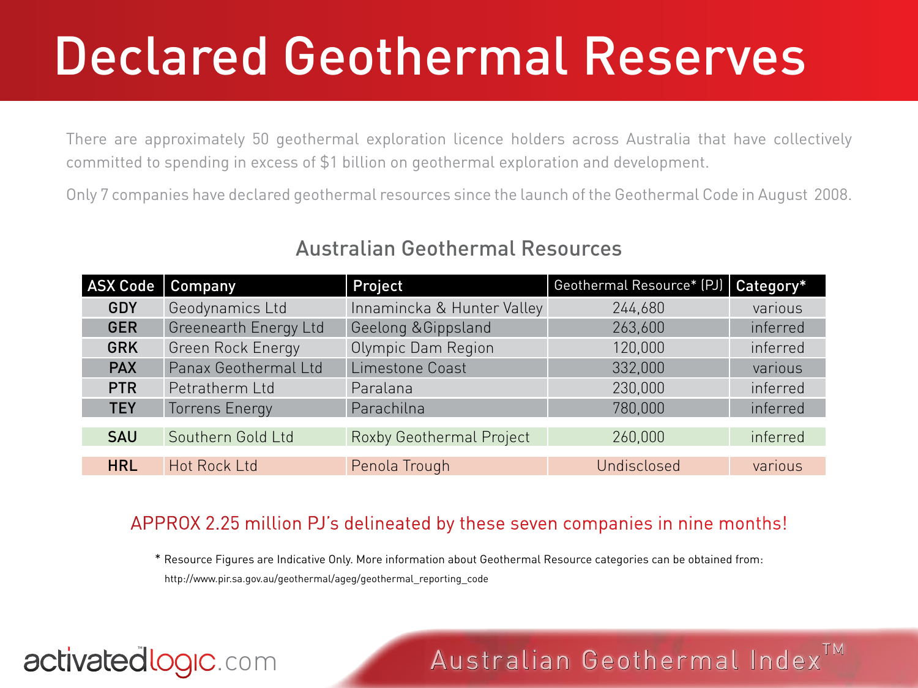# Declared Geothermal Reserves

There are approximately 50 geothermal exploration licence holders across Australia that have collectively committed to spending in excess of $1 billion on geothermal exploration and development.

Only 7 companies have declared geothermal resources since the launch of the Geothermal Code in August 2008.

## Australian Geothermal Resources

| ASX Code | Company | Project | Geothermal Resource* (PJ) | Category* |
|---|---|---|---|---|
| **GDY** | Geodynamics Ltd | Innamincka & Hunter Valley | 244,680 | various |
| **GER** | Greenearth Energy Ltd | Geelong &Gippsland | 263,600 | inferred |
| **GRK** | Green Rock Energy | Olympic Dam Region | 120,000 | inferred |
| **PAX** | Panax Geothermal Ltd | Limestone Coast | 332,000 | various |
| **PTR** | Petratherm Ltd | Paralana | 230,000 | inferred |
| **TEY** | Torrens Energy | Parachilna | 780,000 | inferred |
| **SAU** | Southern Gold Ltd | Roxby Geothermal Project | 260,000 | inferred |
| **HRL** | Hot Rock Ltd | Penola Trough | Undisclosed | various |

APPROX 2.25 million PJ's delineated by these seven companies in nine months!

\* Resource Figures are Indicative Only. More information about Geothermal Resource categories can be obtained from: http://www.pir.sa.gov.au/geothermal/ageg/geothermal_reporting_code

activatedlogic.com

Australian Geothermal Index™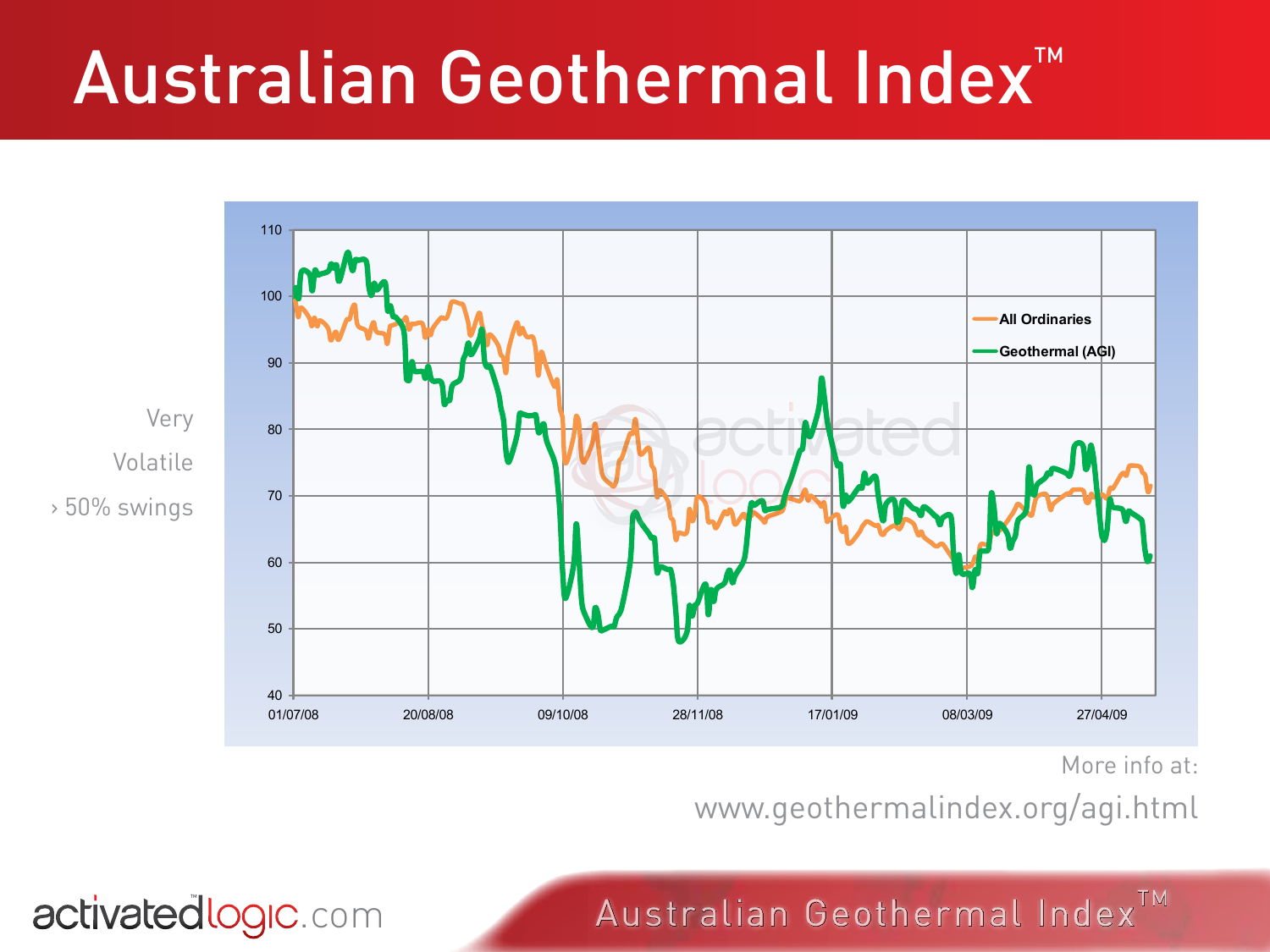# Australian Geothermal Index™

Very

Volatile

› 50% swings

More info at:

www.geothermalindex.org/agi.html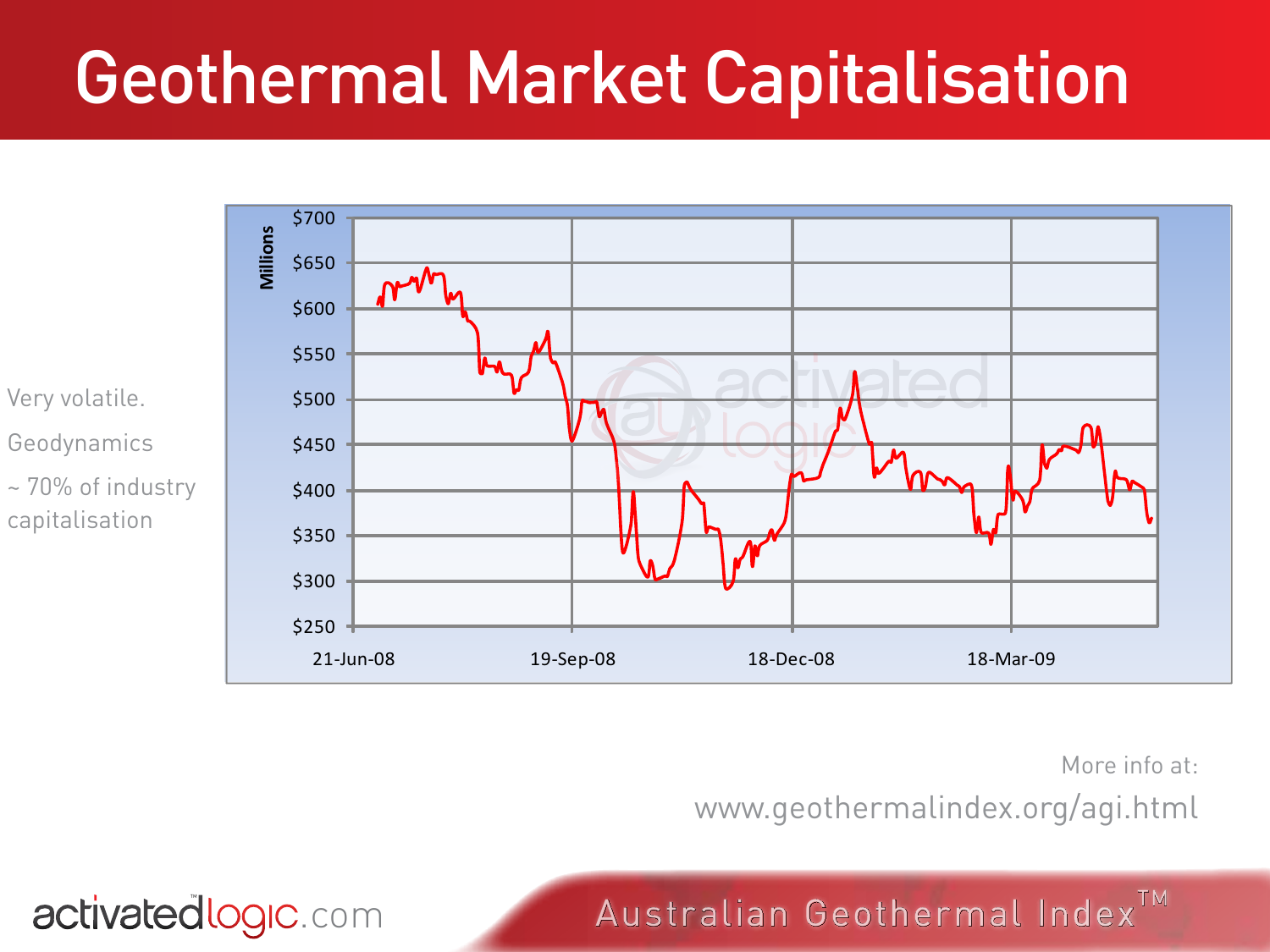# Geothermal Market Capitalisation

Very volatile.

Geodynamics

~ 70% of industry capitalisation

More info at:

www.geothermalindex.org/agi.html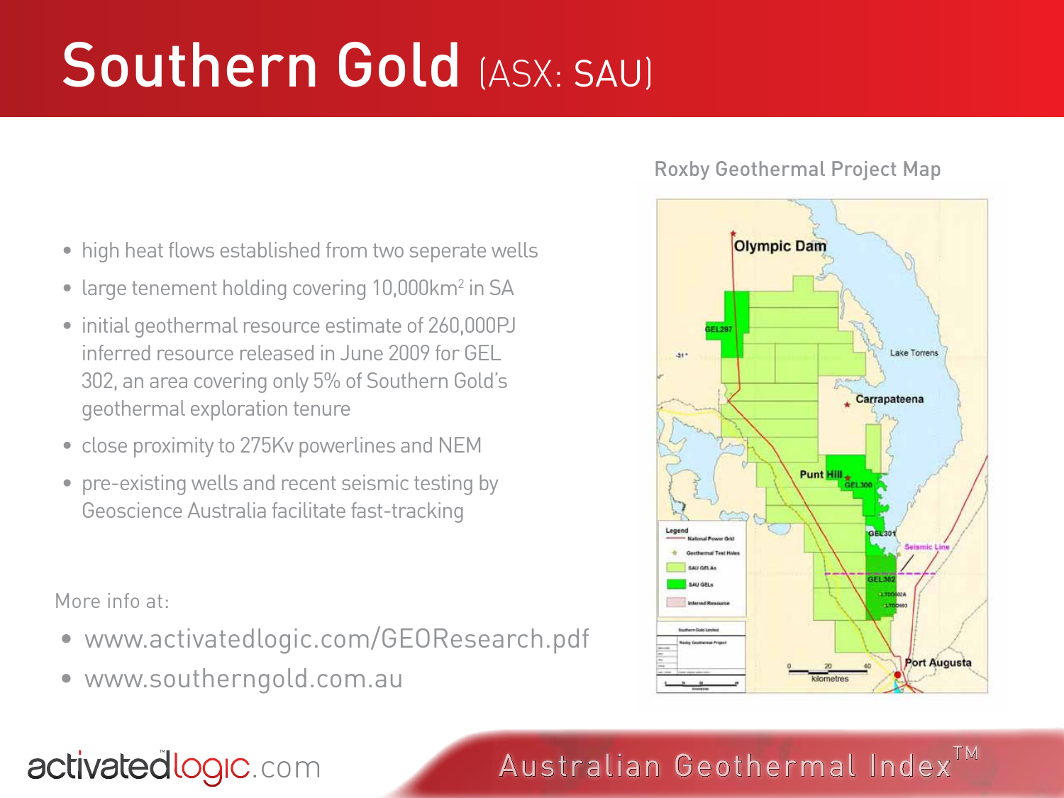# Southern Gold (ASX: SAU)

- high heat flows established from two seperate wells
- large tenement holding covering 10,000km$^2$ in SA
- initial geothermal resource estimate of 260,000PJ inferred resource released in June 2009 for GEL 302, an area covering only 5% of Southern Gold's geothermal exploration tenure
- close proximity to 275Kv powerlines and NEM
- pre-existing wells and recent seismic testing by Geoscience Australia facilitate fast-tracking

More info at:

- www.activatedlogic.com/GEOResearch.pdf
- www.southerngold.com.au

Roxby Geothermal Project Map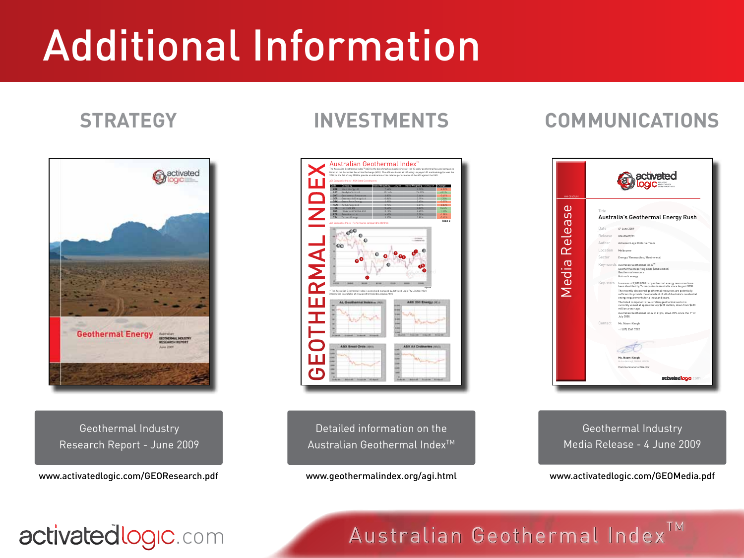# Additional Information

## STRATEGY

Geothermal Industry Research Report - June 2009

www.activatedlogic.com/GEOResearch.pdf

## INVESTMENTS

Detailed information on the Australian Geothermal Index™

www.geothermalindex.org/agi.html

## COMMUNICATIONS

Geothermal Industry Media Release - 4 June 2009

www.activatedlogic.com/GEOMedia.pdf

activatedlogic.com

Australian Geothermal Index™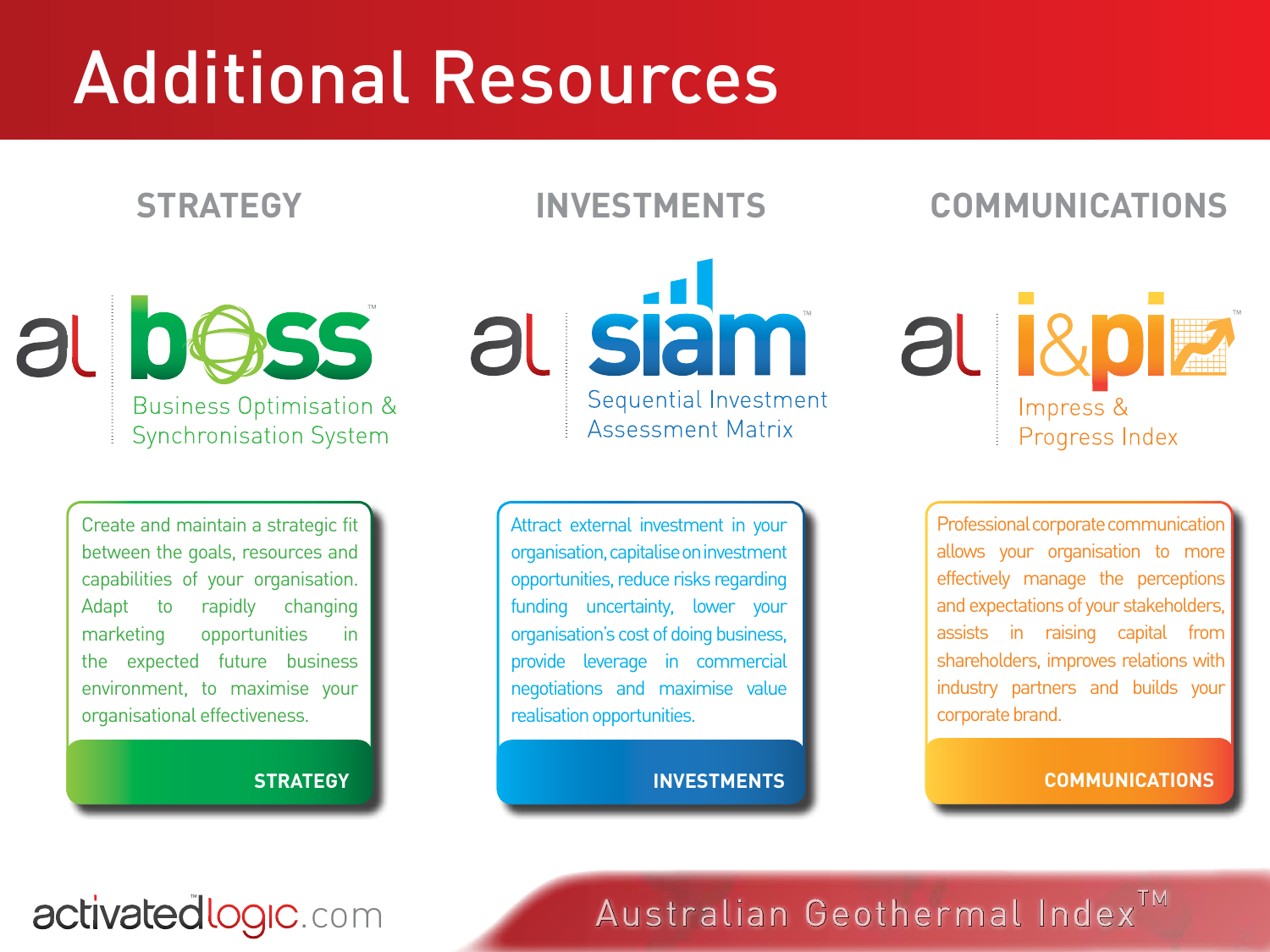# Additional Resources

## STRATEGY

al boss™

Business Optimisation & Synchronisation System

Create and maintain a strategic fit between the goals, resources and capabilities of your organisation. Adapt to rapidly changing marketing opportunities in the expected future business environment, to maximise your organisational effectiveness.

**STRATEGY**

## INVESTMENTS

al siam™

Sequential Investment Assessment Matrix

Attract external investment in your organisation, capitalise on investment opportunities, reduce risks regarding funding uncertainty, lower your organisation's cost of doing business, provide leverage in commercial negotiations and maximise value realisation opportunities.

**INVESTMENTS**

## COMMUNICATIONS

al i&pi™

Impress & Progress Index

Professional corporate communication allows your organisation to more effectively manage the perceptions and expectations of your stakeholders, assists in raising capital from shareholders, improves relations with industry partners and builds your corporate brand.

**COMMUNICATIONS**

activatedlogic.com

Australian Geothermal Index™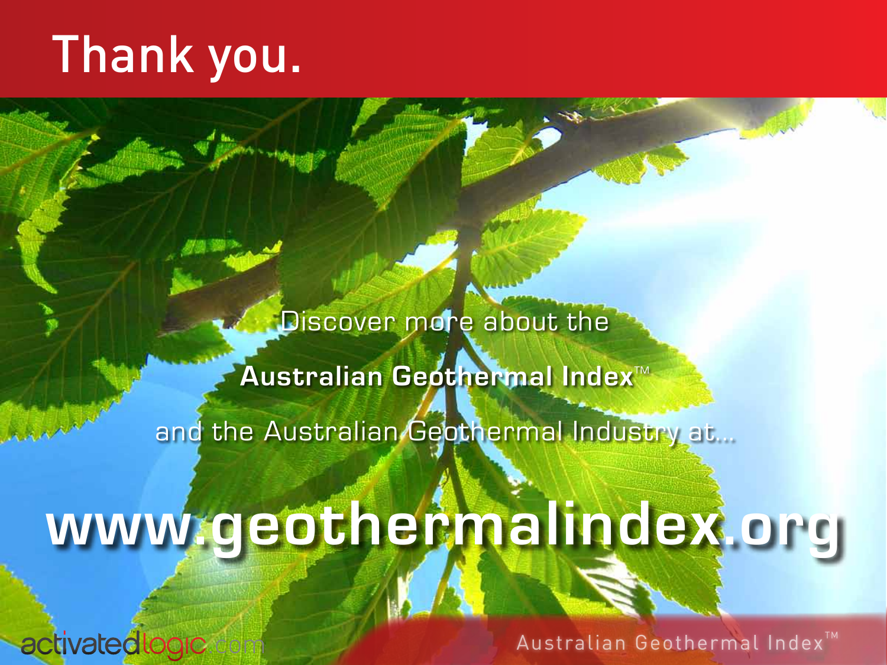# Thank you.

Discover more about the

**Australian Geothermal Index™**

and the Australian Geothermal Industry at...

**www.geothermalindex.org**

activatedlogic.com

Australian Geothermal Index™